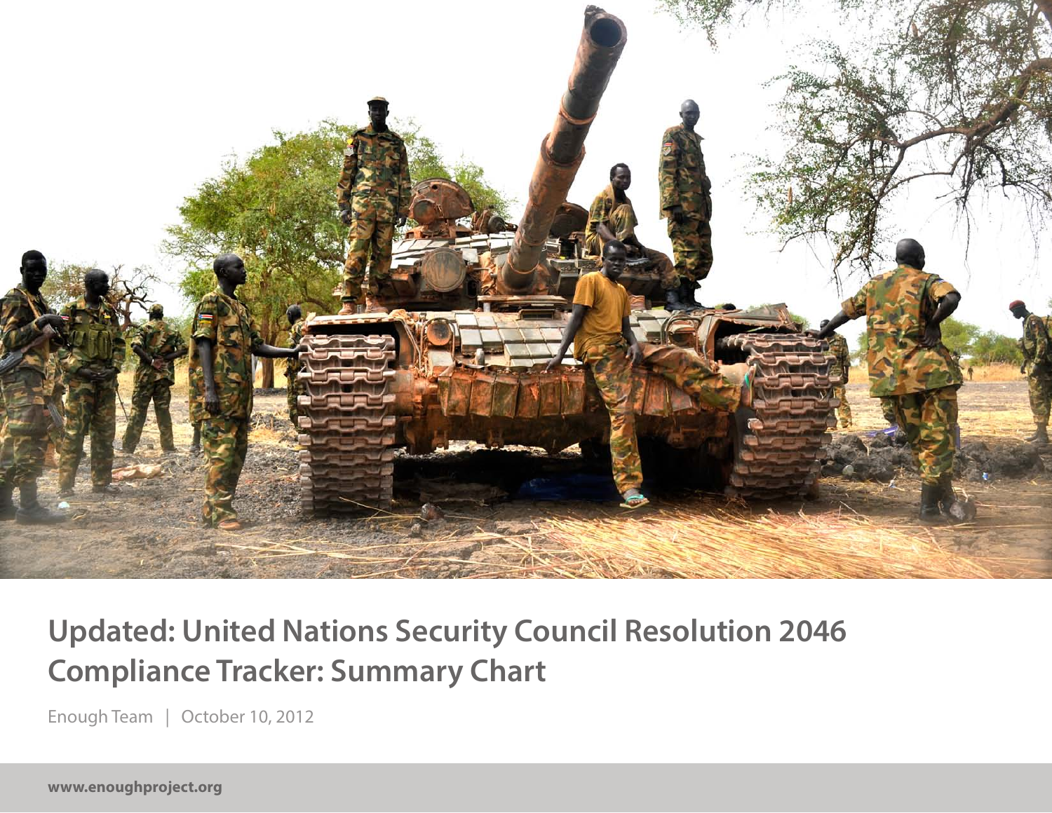# Updated: United Nations Security Council Resolution 2046 Compliance Tracker: Summary Chart

Enough Team | October 10, 2012

www.enoughproject.org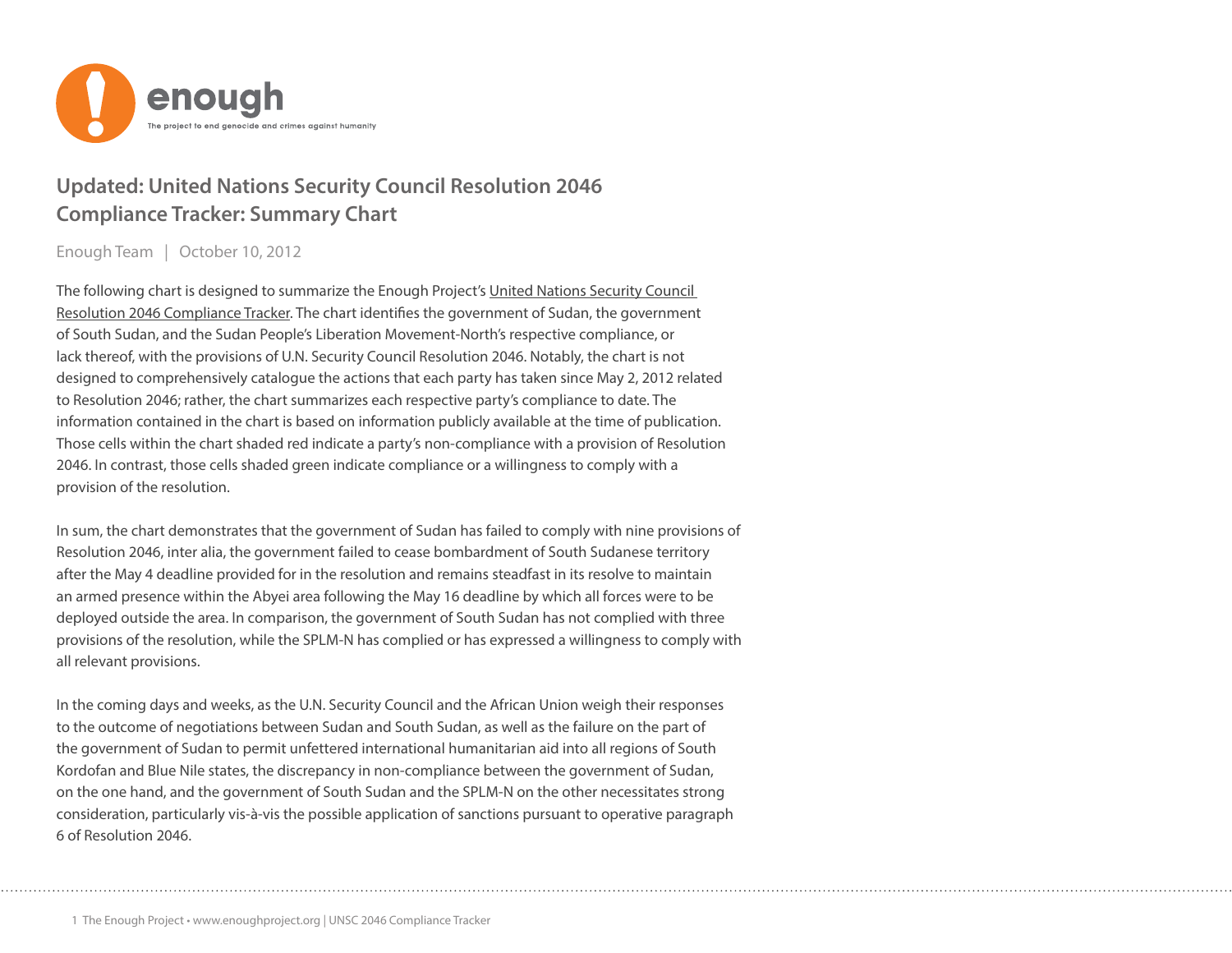# Updated: United Nations Security Council Resolution 2046 Compliance Tracker: Summary Chart

Enough Team | October 10, 2012

The following chart is designed to summarize the Enough Project's United Nations Security Council Resolution 2046 Compliance Tracker. The chart identifies the government of Sudan, the government of South Sudan, and the Sudan People's Liberation Movement-North's respective compliance, or lack thereof, with the provisions of U.N. Security Council Resolution 2046. Notably, the chart is not designed to comprehensively catalogue the actions that each party has taken since May 2, 2012 related to Resolution 2046; rather, the chart summarizes each respective party's compliance to date. The information contained in the chart is based on information publicly available at the time of publication. Those cells within the chart shaded red indicate a party's non-compliance with a provision of Resolution 2046. In contrast, those cells shaded green indicate compliance or a willingness to comply with a provision of the resolution.

In sum, the chart demonstrates that the government of Sudan has failed to comply with nine provisions of Resolution 2046, inter alia, the government failed to cease bombardment of South Sudanese territory after the May 4 deadline provided for in the resolution and remains steadfast in its resolve to maintain an armed presence within the Abyei area following the May 16 deadline by which all forces were to be deployed outside the area. In comparison, the government of South Sudan has not complied with three provisions of the resolution, while the SPLM-N has complied or has expressed a willingness to comply with all relevant provisions.

In the coming days and weeks, as the U.N. Security Council and the African Union weigh their responses to the outcome of negotiations between Sudan and South Sudan, as well as the failure on the part of the government of Sudan to permit unfettered international humanitarian aid into all regions of South Kordofan and Blue Nile states, the discrepancy in non-compliance between the government of Sudan, on the one hand, and the government of South Sudan and the SPLM-N on the other necessitates strong consideration, particularly vis-à-vis the possible application of sanctions pursuant to operative paragraph 6 of Resolution 2046.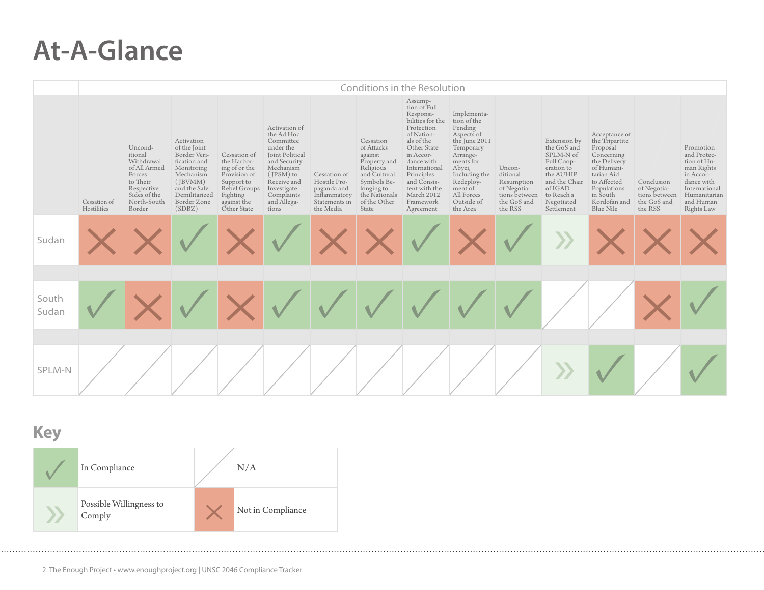# At-A-Glance

| | Conditions in the Resolution | | | | | | | | | | | | | |
|---|---|---|---|---|---|---|---|---|---|---|---|---|---|---|
| | Cessation of Hostilities | Unconditional Withdrawal of All Armed Forces to Their Respective Sides of the North-South Border | Activation of the Joint Border Verification and Monitoring Mechanism (JBVMM) and the Safe Demilitarized Border Zone (SDBZ) | Cessation of the Harboring of or the Provision of Support to Rebel Groups Fighting against the Other State | Activation of the Ad Hoc Committee under the Joint Political and Security Mechanism (JPSM) to Receive and Investigate Complaints and Allegations | Cessation of Hostile Propaganda and Inflammatory Statements in the Media | Cessation of Attacks against Property and Religious and Cultural Symbols Belonging to the Nationals of the Other State | Assumption of Full Responsibilities for the Protection of Nationals of the Other State in Accordance with International Principles and Consistent with the March 2012 Framework Agreement | Implementation of the Pending Aspects of the June 2011 Temporary Arrangements for Abyei, Including the Redeployment of All Forces Outside of the Area | Unconditional Resumption of Negotiations between the GoS and the RSS | Extension by the GoS and SPLM-N of Full Cooperation to the AUHIP and the Chair of IGAD to Reach a Negotiated Settlement | Acceptance of the Tripartite Proposal Concerning the Delivery of Humanitarian Aid to Affected Populations in South Kordofan and Blue Nile | Conclusion of Negotiations between the GoS and the RSS | Promotion and Protection of Human Rights in Accordance with International Humanitarian and Human Rights Law |
| Sudan | Not in Compliance | Not in Compliance | In Compliance | Not in Compliance | In Compliance | Not in Compliance | Not in Compliance | In Compliance | Not in Compliance | In Compliance | Possible Willingness to Comply | Not in Compliance | Not in Compliance | Not in Compliance |
| South Sudan | In Compliance | Not in Compliance | In Compliance | Not in Compliance | In Compliance | In Compliance | In Compliance | In Compliance | In Compliance | In Compliance | N/A | N/A | Not in Compliance | In Compliance |
| SPLM-N | N/A | N/A | N/A | N/A | N/A | N/A | N/A | N/A | N/A | N/A | Possible Willingness to Comply | In Compliance | N/A | In Compliance |

## Key

- ✓ In Compliance
- » Possible Willingness to Comply
- N/A
- ✗ Not in Compliance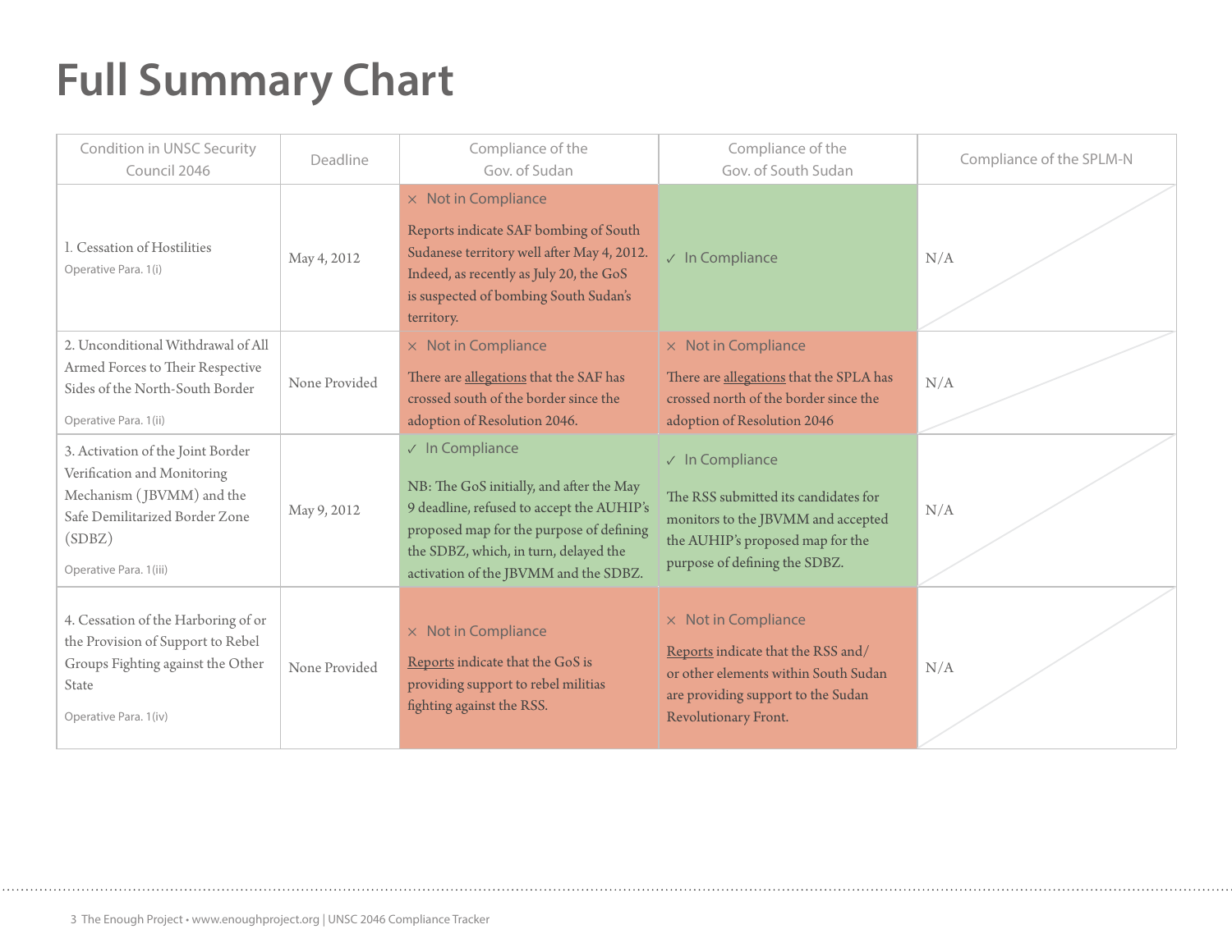# Full Summary Chart

| Condition in UNSC Security Council 2046 | Deadline | Compliance of the Gov. of Sudan | Compliance of the Gov. of South Sudan | Compliance of the SPLM-N |
|---|---|---|---|---|
| 1. Cessation of Hostilities<br>Operative Para. 1(i) | May 4, 2012 | × Not in Compliance<br>Reports indicate SAF bombing of South Sudanese territory well after May 4, 2012. Indeed, as recently as July 20, the GoS is suspected of bombing South Sudan's territory. | ✓ In Compliance | N/A |
| 2. Unconditional Withdrawal of All Armed Forces to Their Respective Sides of the North-South Border<br>Operative Para. 1(ii) | None Provided | × Not in Compliance<br>There are allegations that the SAF has crossed south of the border since the adoption of Resolution 2046. | × Not in Compliance<br>There are allegations that the SPLA has crossed north of the border since the adoption of Resolution 2046 | N/A |
| 3. Activation of the Joint Border Verification and Monitoring Mechanism (JBVMM) and the Safe Demilitarized Border Zone (SDBZ)<br>Operative Para. 1(iii) | May 9, 2012 | ✓ In Compliance<br>NB: The GoS initially, and after the May 9 deadline, refused to accept the AUHIP's proposed map for the purpose of defining the SDBZ, which, in turn, delayed the activation of the JBVMM and the SDBZ. | ✓ In Compliance<br>The RSS submitted its candidates for monitors to the JBVMM and accepted the AUHIP's proposed map for the purpose of defining the SDBZ. | N/A |
| 4. Cessation of the Harboring of or the Provision of Support to Rebel Groups Fighting against the Other State<br>Operative Para. 1(iv) | None Provided | × Not in Compliance<br>Reports indicate that the GoS is providing support to rebel militias fighting against the RSS. | × Not in Compliance<br>Reports indicate that the RSS and/or other elements within South Sudan are providing support to the Sudan Revolutionary Front. | N/A |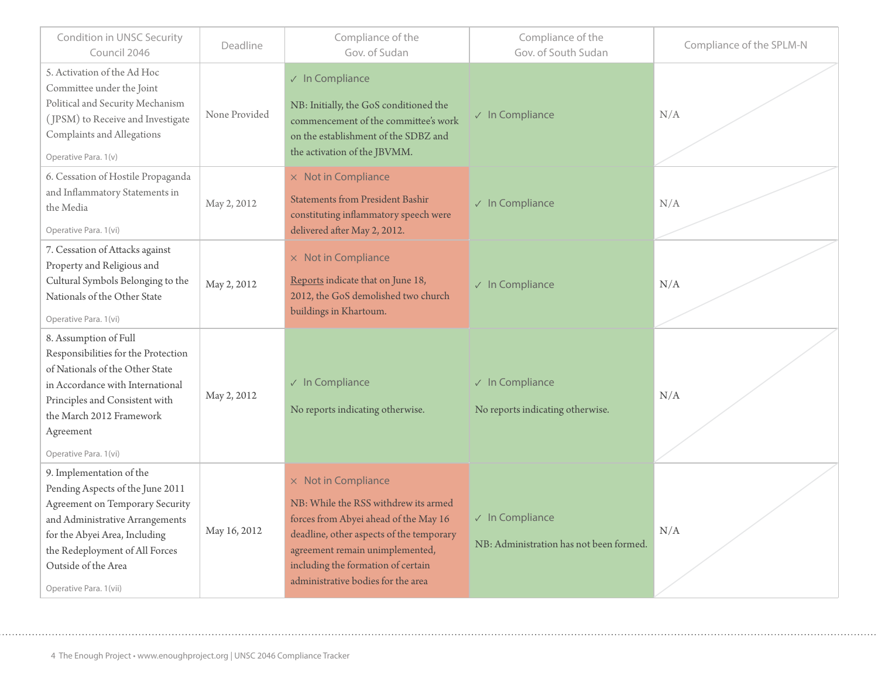| Condition in UNSC Security Council 2046 | Deadline | Compliance of the Gov. of Sudan | Compliance of the Gov. of South Sudan | Compliance of the SPLM-N |
|---|---|---|---|---|
| 5. Activation of the Ad Hoc Committee under the Joint Political and Security Mechanism (JPSM) to Receive and Investigate Complaints and Allegations<br><br>Operative Para. 1(v) | None Provided | ✓ In Compliance<br><br>NB: Initially, the GoS conditioned the commencement of the committee's work on the establishment of the SDBZ and the activation of the JBVMM. | ✓ In Compliance | N/A |
| 6. Cessation of Hostile Propaganda and Inflammatory Statements in the Media<br><br>Operative Para. 1(vi) | May 2, 2012 | × Not in Compliance<br><br>Statements from President Bashir constituting inflammatory speech were delivered after May 2, 2012. | ✓ In Compliance | N/A |
| 7. Cessation of Attacks against Property and Religious and Cultural Symbols Belonging to the Nationals of the Other State<br><br>Operative Para. 1(vi) | May 2, 2012 | × Not in Compliance<br><br>Reports indicate that on June 18, 2012, the GoS demolished two church buildings in Khartoum. | ✓ In Compliance | N/A |
| 8. Assumption of Full Responsibilities for the Protection of Nationals of the Other State in Accordance with International Principles and Consistent with the March 2012 Framework Agreement<br><br>Operative Para. 1(vi) | May 2, 2012 | ✓ In Compliance<br><br>No reports indicating otherwise. | ✓ In Compliance<br><br>No reports indicating otherwise. | N/A |
| 9. Implementation of the Pending Aspects of the June 2011 Agreement on Temporary Security and Administrative Arrangements for the Abyei Area, Including the Redeployment of All Forces Outside of the Area<br><br>Operative Para. 1(vii) | May 16, 2012 | × Not in Compliance<br><br>NB: While the RSS withdrew its armed forces from Abyei ahead of the May 16 deadline, other aspects of the temporary agreement remain unimplemented, including the formation of certain administrative bodies for the area | ✓ In Compliance<br><br>NB: Administration has not been formed. | N/A |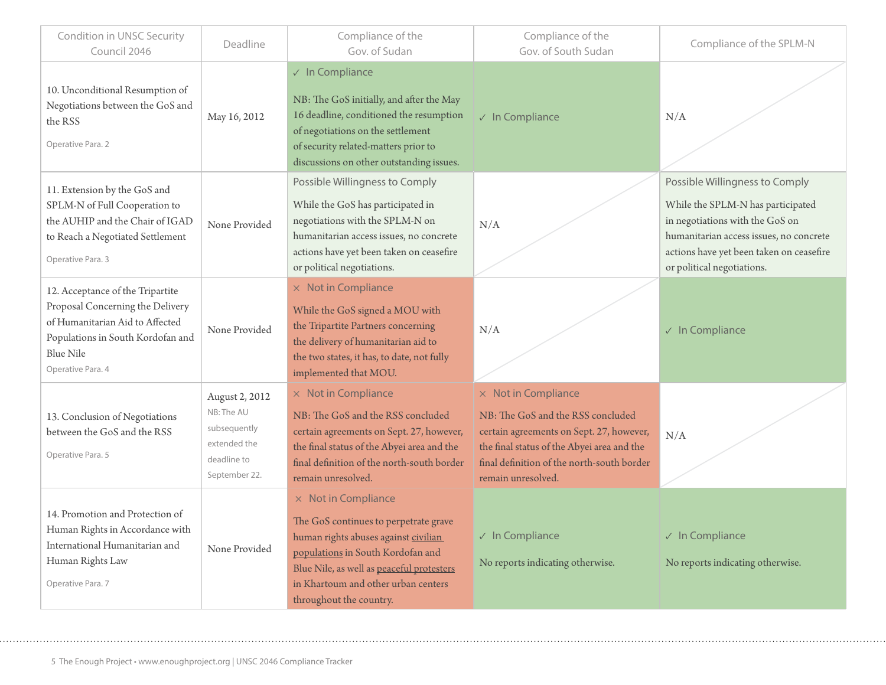| Condition in UNSC Security Council 2046 | Deadline | Compliance of the Gov. of Sudan | Compliance of the Gov. of South Sudan | Compliance of the SPLM-N |
|---|---|---|---|---|
| 10. Unconditional Resumption of Negotiations between the GoS and the RSS<br>Operative Para. 2 | May 16, 2012 | ✓ In Compliance<br>NB: The GoS initially, and after the May 16 deadline, conditioned the resumption of negotiations on the settlement of security related-matters prior to discussions on other outstanding issues. | ✓ In Compliance | N/A |
| 11. Extension by the GoS and SPLM-N of Full Cooperation to the AUHIP and the Chair of IGAD to Reach a Negotiated Settlement<br>Operative Para. 3 | None Provided | Possible Willingness to Comply<br>While the GoS has participated in negotiations with the SPLM-N on humanitarian access issues, no concrete actions have yet been taken on ceasefire or political negotiations. | N/A | Possible Willingness to Comply<br>While the SPLM-N has participated in negotiations with the GoS on humanitarian access issues, no concrete actions have yet been taken on ceasefire or political negotiations. |
| 12. Acceptance of the Tripartite Proposal Concerning the Delivery of Humanitarian Aid to Affected Populations in South Kordofan and Blue Nile<br>Operative Para. 4 | None Provided | × Not in Compliance<br>While the GoS signed a MOU with the Tripartite Partners concerning the delivery of humanitarian aid to the two states, it has, to date, not fully implemented that MOU. | N/A | ✓ In Compliance |
| 13. Conclusion of Negotiations between the GoS and the RSS<br>Operative Para. 5 | August 2, 2012<br>NB: The AU subsequently extended the deadline to September 22. | × Not in Compliance<br>NB: The GoS and the RSS concluded certain agreements on Sept. 27, however, the final status of the Abyei area and the final definition of the north-south border remain unresolved. | × Not in Compliance<br>NB: The GoS and the RSS concluded certain agreements on Sept. 27, however, the final status of the Abyei area and the final definition of the north-south border remain unresolved. | N/A |
| 14. Promotion and Protection of Human Rights in Accordance with International Humanitarian and Human Rights Law<br>Operative Para. 7 | None Provided | × Not in Compliance<br>The GoS continues to perpetrate grave human rights abuses against civilian populations in South Kordofan and Blue Nile, as well as peaceful protesters in Khartoum and other urban centers throughout the country. | ✓ In Compliance<br>No reports indicating otherwise. | ✓ In Compliance<br>No reports indicating otherwise. |